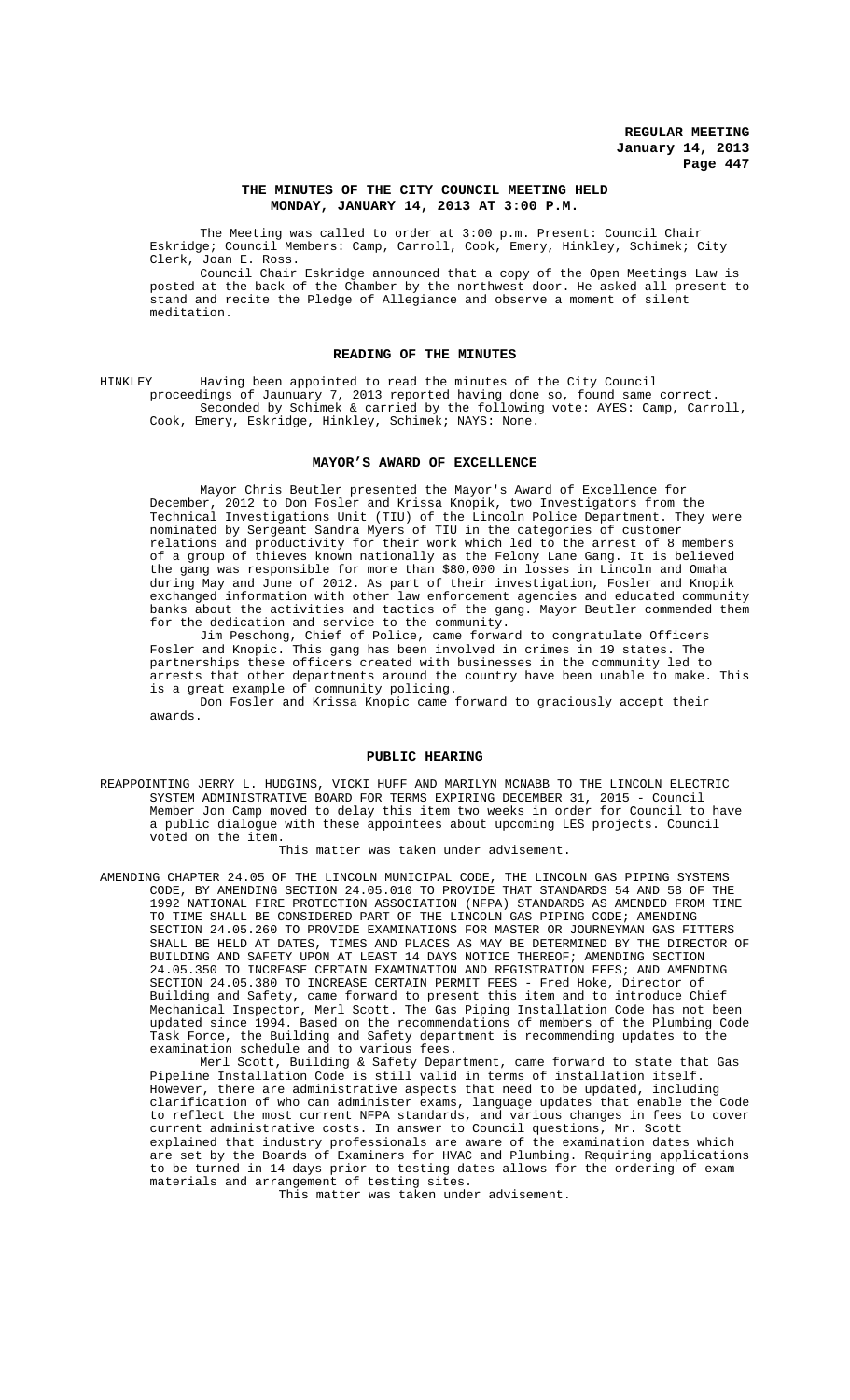## THE MINUTES OF THE CITY COUNCIL MEETING HELD MONDAY, JANUARY 14, 2013 AT 3:00 P.M.

The Meeting was called to order at 3:00 p.m. Present: Council Chair Eskridge; Council Members: Camp, Carroll, Cook, Emery, Hinkley, Schimek; City Clerk, Joan E. Ross.

Council Chair Eskridge announced that a copy of the Open Meetings Law is posted at the back of the Chamber by the northwest door. He asked all present to stand and recite the Pledge of Allegiance and observe a moment of silent meditation.

## READING OF THE MINUTES

HINKLEY Having been appointed to read the minutes of the City Council proceedings of Jaunuary 7, 2013 reported having done so, found same correct.

Seconded by Schimek & carried by the following vote: AYES: Camp, Carroll, Cook, Emery, Eskridge, Hinkley, Schimek; NAYS: None.

## MAYOR'S AWARD OF EXCELLENCE

Mayor Chris Beutler presented the Mayor's Award of Excellence for December, 2012 to Don Fosler and Krissa Knopik, two Investigators from the Technical Investigations Unit (TIU) of the Lincoln Police Department. They were nominated by Sergeant Sandra Myers of TIU in the categories of customer relations and productivity for their work which led to the arrest of 8 members of a group of thieves known nationally as the Felony Lane Gang. It is believed the gang was responsible for more than $80,000 in losses in Lincoln and Omaha during May and June of 2012. As part of their investigation, Fosler and Knopik exchanged information with other law enforcement agencies and educated community banks about the activities and tactics of the gang. Mayor Beutler commended them for the dedication and service to the community.

Jim Peschong, Chief of Police, came forward to congratulate Officers Fosler and Knopic. This gang has been involved in crimes in 19 states. The partnerships these officers created with businesses in the community led to arrests that other departments around the country have been unable to make. This is a great example of community policing.

Don Fosler and Krissa Knopic came forward to graciously accept their awards.

## PUBLIC HEARING

REAPPOINTING JERRY L. HUDGINS, VICKI HUFF AND MARILYN MCNABB TO THE LINCOLN ELECTRIC SYSTEM ADMINISTRATIVE BOARD FOR TERMS EXPIRING DECEMBER 31, 2015 - Council Member Jon Camp moved to delay this item two weeks in order for Council to have a public dialogue with these appointees about upcoming LES projects. Council voted on the item.

This matter was taken under advisement.

AMENDING CHAPTER 24.05 OF THE LINCOLN MUNICIPAL CODE, THE LINCOLN GAS PIPING SYSTEMS CODE, BY AMENDING SECTION 24.05.010 TO PROVIDE THAT STANDARDS 54 AND 58 OF THE 1992 NATIONAL FIRE PROTECTION ASSOCIATION (NFPA) STANDARDS AS AMENDED FROM TIME TO TIME SHALL BE CONSIDERED PART OF THE LINCOLN GAS PIPING CODE; AMENDING SECTION 24.05.260 TO PROVIDE EXAMINATIONS FOR MASTER OR JOURNEYMAN GAS FITTERS SHALL BE HELD AT DATES, TIMES AND PLACES AS MAY BE DETERMINED BY THE DIRECTOR OF BUILDING AND SAFETY UPON AT LEAST 14 DAYS NOTICE THEREOF; AMENDING SECTION 24.05.350 TO INCREASE CERTAIN EXAMINATION AND REGISTRATION FEES; AND AMENDING SECTION 24.05.380 TO INCREASE CERTAIN PERMIT FEES - Fred Hoke, Director of Building and Safety, came forward to present this item and to introduce Chief Mechanical Inspector, Merl Scott. The Gas Piping Installation Code has not been updated since 1994. Based on the recommendations of members of the Plumbing Code Task Force, the Building and Safety department is recommending updates to the examination schedule and to various fees.

Merl Scott, Building & Safety Department, came forward to state that Gas Pipeline Installation Code is still valid in terms of installation itself. However, there are administrative aspects that need to be updated, including clarification of who can administer exams, language updates that enable the Code to reflect the most current NFPA standards, and various changes in fees to cover current administrative costs. In answer to Council questions, Mr. Scott explained that industry professionals are aware of the examination dates which are set by the Boards of Examiners for HVAC and Plumbing. Requiring applications to be turned in 14 days prior to testing dates allows for the ordering of exam materials and arrangement of testing sites.

This matter was taken under advisement.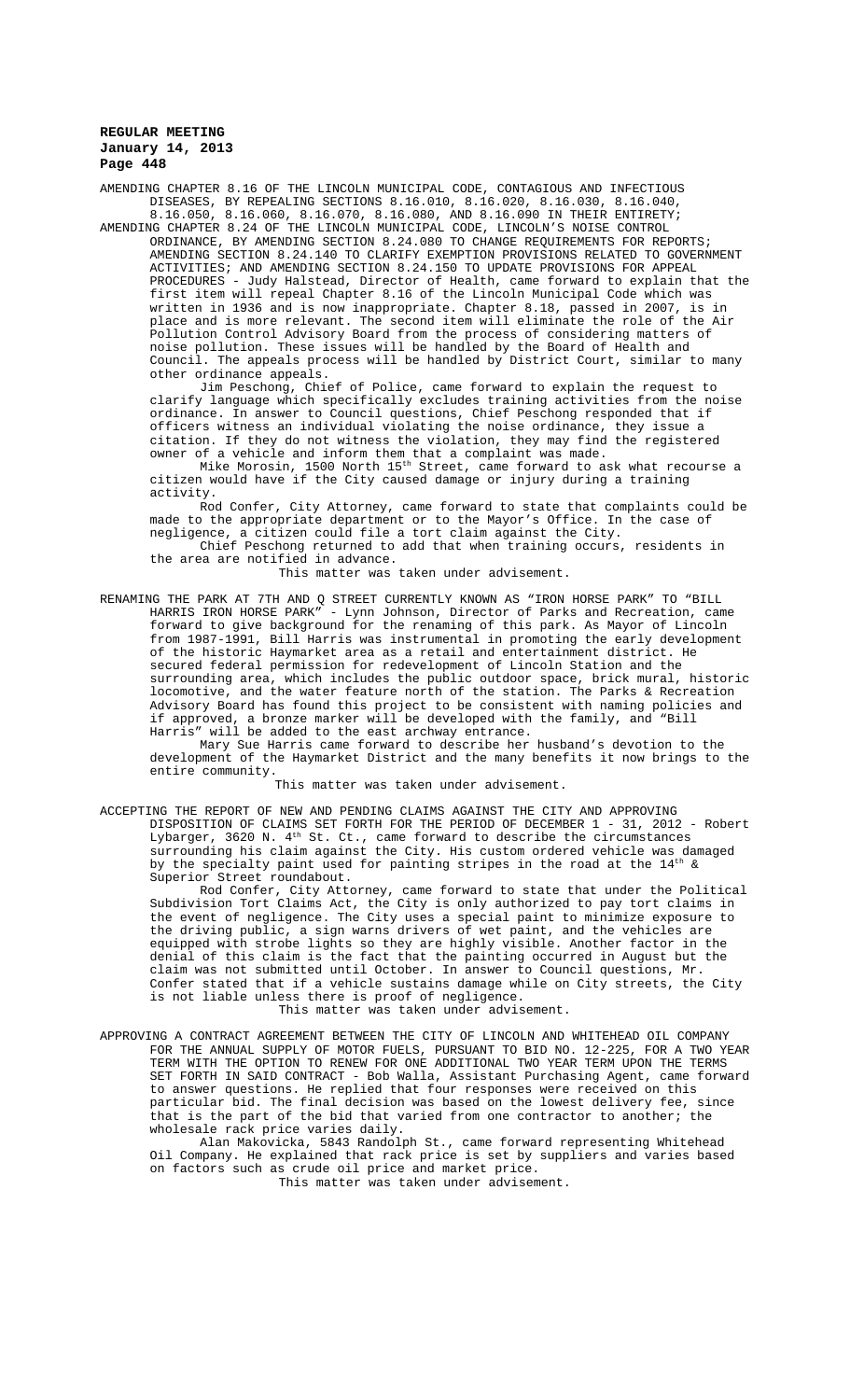AMENDING CHAPTER 8.16 OF THE LINCOLN MUNICIPAL CODE, CONTAGIOUS AND INFECTIOUS DISEASES, BY REPEALING SECTIONS 8.16.010, 8.16.020, 8.16.030, 8.16.040, 8.16.050, 8.16.060, 8.16.070, 8.16.080, AND 8.16.090 IN THEIR ENTIRETY;

AMENDING CHAPTER 8.24 OF THE LINCOLN MUNICIPAL CODE, LINCOLN'S NOISE CONTROL ORDINANCE, BY AMENDING SECTION 8.24.080 TO CHANGE REQUIREMENTS FOR REPORTS; AMENDING SECTION 8.24.140 TO CLARIFY EXEMPTION PROVISIONS RELATED TO GOVERNMENT ACTIVITIES; AND AMENDING SECTION 8.24.150 TO UPDATE PROVISIONS FOR APPEAL PROCEDURES - Judy Halstead, Director of Health, came forward to explain that the first item will repeal Chapter 8.16 of the Lincoln Municipal Code which was written in 1936 and is now inappropriate. Chapter 8.18, passed in 2007, is in place and is more relevant. The second item will eliminate the role of the Air Pollution Control Advisory Board from the process of considering matters of noise pollution. These issues will be handled by the Board of Health and Council. The appeals process will be handled by District Court, similar to many other ordinance appeals.

Jim Peschong, Chief of Police, came forward to explain the request to clarify language which specifically excludes training activities from the noise ordinance. In answer to Council questions, Chief Peschong responded that if officers witness an individual violating the noise ordinance, they issue a citation. If they do not witness the violation, they may find the registered owner of a vehicle and inform them that a complaint was made.

Mike Morosin, 1500 North 15th Street, came forward to ask what recourse a citizen would have if the City caused damage or injury during a training activity.

Rod Confer, City Attorney, came forward to state that complaints could be made to the appropriate department or to the Mayor's Office. In the case of negligence, a citizen could file a tort claim against the City.

Chief Peschong returned to add that when training occurs, residents in the area are notified in advance.

This matter was taken under advisement.

RENAMING THE PARK AT 7TH AND Q STREET CURRENTLY KNOWN AS "IRON HORSE PARK" TO "BILL HARRIS IRON HORSE PARK" - Lynn Johnson, Director of Parks and Recreation, came forward to give background for the renaming of this park. As Mayor of Lincoln from 1987-1991, Bill Harris was instrumental in promoting the early development of the historic Haymarket area as a retail and entertainment district. He secured federal permission for redevelopment of Lincoln Station and the surrounding area, which includes the public outdoor space, brick mural, historic locomotive, and the water feature north of the station. The Parks & Recreation Advisory Board has found this project to be consistent with naming policies and if approved, a bronze marker will be developed with the family, and "Bill Harris" will be added to the east archway entrance.

Mary Sue Harris came forward to describe her husband's devotion to the development of the Haymarket District and the many benefits it now brings to the entire community.

This matter was taken under advisement.

ACCEPTING THE REPORT OF NEW AND PENDING CLAIMS AGAINST THE CITY AND APPROVING DISPOSITION OF CLAIMS SET FORTH FOR THE PERIOD OF DECEMBER 1 - 31, 2012 - Robert Lybarger, 3620 N. 4th St. Ct., came forward to describe the circumstances surrounding his claim against the City. His custom ordered vehicle was damaged by the specialty paint used for painting stripes in the road at the 14th & Superior Street roundabout.

Rod Confer, City Attorney, came forward to state that under the Political Subdivision Tort Claims Act, the City is only authorized to pay tort claims in the event of negligence. The City uses a special paint to minimize exposure to the driving public, a sign warns drivers of wet paint, and the vehicles are equipped with strobe lights so they are highly visible. Another factor in the denial of this claim is the fact that the painting occurred in August but the claim was not submitted until October. In answer to Council questions, Mr. Confer stated that if a vehicle sustains damage while on City streets, the City is not liable unless there is proof of negligence.

This matter was taken under advisement.

APPROVING A CONTRACT AGREEMENT BETWEEN THE CITY OF LINCOLN AND WHITEHEAD OIL COMPANY FOR THE ANNUAL SUPPLY OF MOTOR FUELS, PURSUANT TO BID NO. 12-225, FOR A TWO YEAR TERM WITH THE OPTION TO RENEW FOR ONE ADDITIONAL TWO YEAR TERM UPON THE TERMS SET FORTH IN SAID CONTRACT - Bob Walla, Assistant Purchasing Agent, came forward to answer questions. He replied that four responses were received on this particular bid. The final decision was based on the lowest delivery fee, since that is the part of the bid that varied from one contractor to another; the wholesale rack price varies daily.

Alan Makovicka, 5843 Randolph St., came forward representing Whitehead Oil Company. He explained that rack price is set by suppliers and varies based on factors such as crude oil price and market price.

This matter was taken under advisement.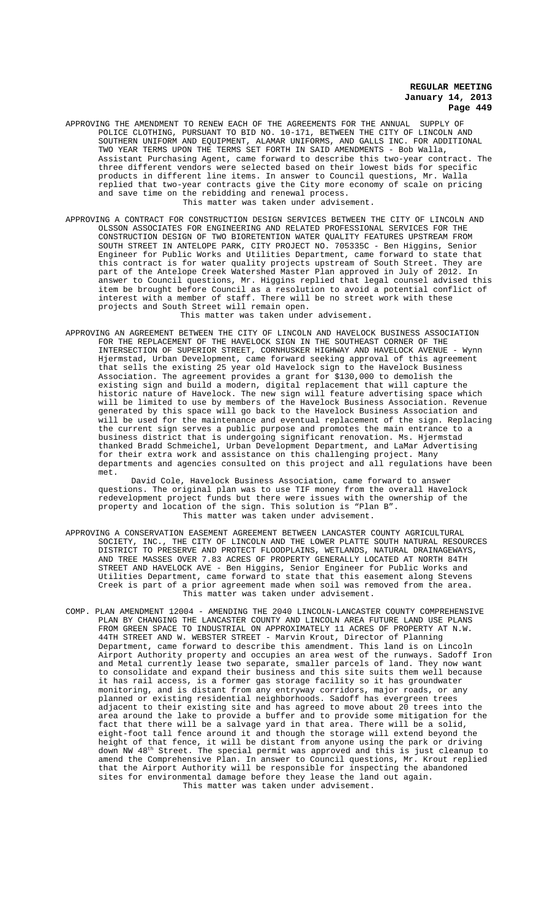APPROVING THE AMENDMENT TO RENEW EACH OF THE AGREEMENTS FOR THE ANNUAL SUPPLY OF POLICE CLOTHING, PURSUANT TO BID NO. 10-171, BETWEEN THE CITY OF LINCOLN AND SOUTHERN UNIFORM AND EQUIPMENT, ALAMAR UNIFORMS, AND GALLS INC. FOR ADDITIONAL TWO YEAR TERMS UPON THE TERMS SET FORTH IN SAID AMENDMENTS - Bob Walla, Assistant Purchasing Agent, came forward to describe this two-year contract. The three different vendors were selected based on their lowest bids for specific products in different line items. In answer to Council questions, Mr. Walla replied that two-year contracts give the City more economy of scale on pricing and save time on the rebidding and renewal process.

This matter was taken under advisement.

APPROVING A CONTRACT FOR CONSTRUCTION DESIGN SERVICES BETWEEN THE CITY OF LINCOLN AND OLSSON ASSOCIATES FOR ENGINEERING AND RELATED PROFESSIONAL SERVICES FOR THE CONSTRUCTION DESIGN OF TWO BIORETENTION WATER QUALITY FEATURES UPSTREAM FROM SOUTH STREET IN ANTELOPE PARK, CITY PROJECT NO. 705335C - Ben Higgins, Senior Engineer for Public Works and Utilities Department, came forward to state that this contract is for water quality projects upstream of South Street. They are part of the Antelope Creek Watershed Master Plan approved in July of 2012. In answer to Council questions, Mr. Higgins replied that legal counsel advised this item be brought before Council as a resolution to avoid a potential conflict of interest with a member of staff. There will be no street work with these projects and South Street will remain open.

This matter was taken under advisement.

APPROVING AN AGREEMENT BETWEEN THE CITY OF LINCOLN AND HAVELOCK BUSINESS ASSOCIATION FOR THE REPLACEMENT OF THE HAVELOCK SIGN IN THE SOUTHEAST CORNER OF THE INTERSECTION OF SUPERIOR STREET, CORNHUSKER HIGHWAY AND HAVELOCK AVENUE - Wynn Hjermstad, Urban Development, came forward seeking approval of this agreement that sells the existing 25 year old Havelock sign to the Havelock Business Association. The agreement provides a grant for $130,000 to demolish the existing sign and build a modern, digital replacement that will capture the historic nature of Havelock. The new sign will feature advertising space which will be limited to use by members of the Havelock Business Association. Revenue generated by this space will go back to the Havelock Business Association and will be used for the maintenance and eventual replacement of the sign. Replacing the current sign serves a public purpose and promotes the main entrance to a business district that is undergoing significant renovation. Ms. Hjermstad thanked Bradd Schmeichel, Urban Development Department, and LaMar Advertising for their extra work and assistance on this challenging project. Many departments and agencies consulted on this project and all regulations have been met.

David Cole, Havelock Business Association, came forward to answer questions. The original plan was to use TIF money from the overall Havelock redevelopment project funds but there were issues with the ownership of the property and location of the sign. This solution is "Plan B".

This matter was taken under advisement.

APPROVING A CONSERVATION EASEMENT AGREEMENT BETWEEN LANCASTER COUNTY AGRICULTURAL SOCIETY, INC., THE CITY OF LINCOLN AND THE LOWER PLATTE SOUTH NATURAL RESOURCES DISTRICT TO PRESERVE AND PROTECT FLOODPLAINS, WETLANDS, NATURAL DRAINAGEWAYS, AND TREE MASSES OVER 7.83 ACRES OF PROPERTY GENERALLY LOCATED AT NORTH 84TH STREET AND HAVELOCK AVE - Ben Higgins, Senior Engineer for Public Works and Utilities Department, came forward to state that this easement along Stevens Creek is part of a prior agreement made when soil was removed from the area.

This matter was taken under advisement.

COMP. PLAN AMENDMENT 12004 - AMENDING THE 2040 LINCOLN-LANCASTER COUNTY COMPREHENSIVE PLAN BY CHANGING THE LANCASTER COUNTY AND LINCOLN AREA FUTURE LAND USE PLANS FROM GREEN SPACE TO INDUSTRIAL ON APPROXIMATELY 11 ACRES OF PROPERTY AT N.W. 44TH STREET AND W. WEBSTER STREET - Marvin Krout, Director of Planning Department, came forward to describe this amendment. This land is on Lincoln Airport Authority property and occupies an area west of the runways. Sadoff Iron and Metal currently lease two separate, smaller parcels of land. They now want to consolidate and expand their business and this site suits them well because it has rail access, is a former gas storage facility so it has groundwater monitoring, and is distant from any entryway corridors, major roads, or any planned or existing residential neighborhoods. Sadoff has evergreen trees adjacent to their existing site and has agreed to move about 20 trees into the area around the lake to provide a buffer and to provide some mitigation for the fact that there will be a salvage yard in that area. There will be a solid, eight-foot tall fence around it and though the storage will extend beyond the height of that fence, it will be distant from anyone using the park or driving down NW 48th Street. The special permit was approved and this is just cleanup to amend the Comprehensive Plan. In answer to Council questions, Mr. Krout replied that the Airport Authority will be responsible for inspecting the abandoned sites for environmental damage before they lease the land out again.

This matter was taken under advisement.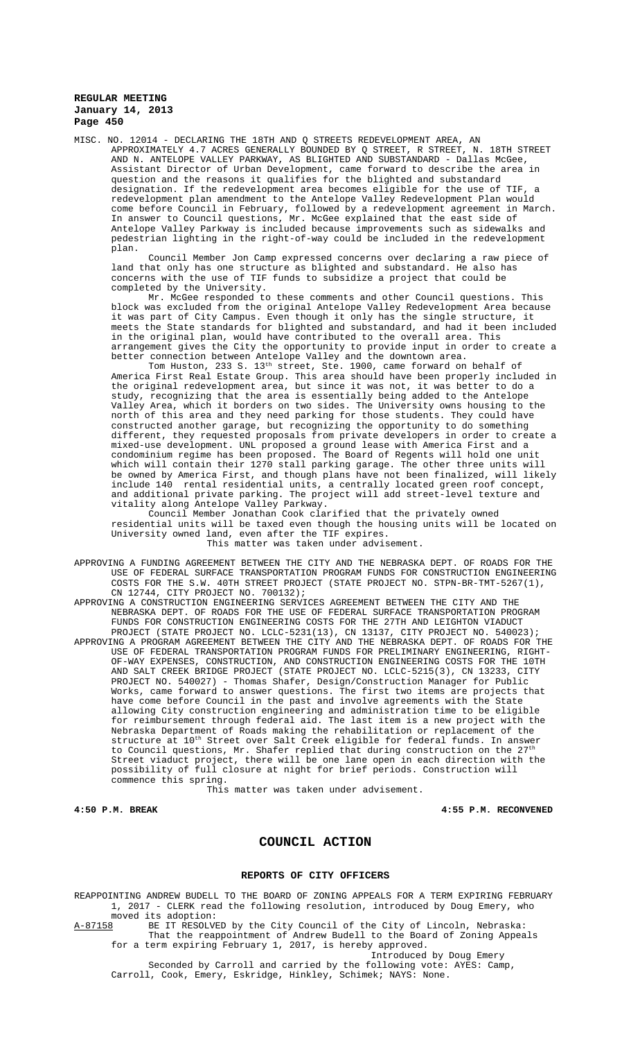MISC. NO. 12014 - DECLARING THE 18TH AND Q STREETS REDEVELOPMENT AREA, AN APPROXIMATELY 4.7 ACRES GENERALLY BOUNDED BY Q STREET, R STREET, N. 18TH STREET AND N. ANTELOPE VALLEY PARKWAY, AS BLIGHTED AND SUBSTANDARD - Dallas McGee, Assistant Director of Urban Development, came forward to describe the area in question and the reasons it qualifies for the blighted and substandard designation. If the redevelopment area becomes eligible for the use of TIF, a redevelopment plan amendment to the Antelope Valley Redevelopment Plan would come before Council in February, followed by a redevelopment agreement in March. In answer to Council questions, Mr. McGee explained that the east side of Antelope Valley Parkway is included because improvements such as sidewalks and pedestrian lighting in the right-of-way could be included in the redevelopment plan.

Council Member Jon Camp expressed concerns over declaring a raw piece of land that only has one structure as blighted and substandard. He also has concerns with the use of TIF funds to subsidize a project that could be completed by the University.

Mr. McGee responded to these comments and other Council questions. This block was excluded from the original Antelope Valley Redevelopment Area because it was part of City Campus. Even though it only has the single structure, it meets the State standards for blighted and substandard, and had it been included in the original plan, would have contributed to the overall area. This arrangement gives the City the opportunity to provide input in order to create a better connection between Antelope Valley and the downtown area.

Tom Huston, 233 S. 13th street, Ste. 1900, came forward on behalf of America First Real Estate Group. This area should have been properly included in the original redevelopment area, but since it was not, it was better to do a study, recognizing that the area is essentially being added to the Antelope Valley Area, which it borders on two sides. The University owns housing to the north of this area and they need parking for those students. They could have constructed another garage, but recognizing the opportunity to do something different, they requested proposals from private developers in order to create a mixed-use development. UNL proposed a ground lease with America First and a condominium regime has been proposed. The Board of Regents will hold one unit which will contain their 1270 stall parking garage. The other three units will be owned by America First, and though plans have not been finalized, will likely include 140 rental residential units, a centrally located green roof concept, and additional private parking. The project will add street-level texture and vitality along Antelope Valley Parkway.

Council Member Jonathan Cook clarified that the privately owned residential units will be taxed even though the housing units will be located on University owned land, even after the TIF expires.

This matter was taken under advisement.

APPROVING A FUNDING AGREEMENT BETWEEN THE CITY AND THE NEBRASKA DEPT. OF ROADS FOR THE USE OF FEDERAL SURFACE TRANSPORTATION PROGRAM FUNDS FOR CONSTRUCTION ENGINEERING COSTS FOR THE S.W. 40TH STREET PROJECT (STATE PROJECT NO. STPN-BR-TMT-5267(1), CN 12744, CITY PROJECT NO. 700132);

APPROVING A CONSTRUCTION ENGINEERING SERVICES AGREEMENT BETWEEN THE CITY AND THE NEBRASKA DEPT. OF ROADS FOR THE USE OF FEDERAL SURFACE TRANSPORTATION PROGRAM FUNDS FOR CONSTRUCTION ENGINEERING COSTS FOR THE 27TH AND LEIGHTON VIADUCT PROJECT (STATE PROJECT NO. LCLC-5231(13), CN 13137, CITY PROJECT NO. 540023);

APPROVING A PROGRAM AGREEMENT BETWEEN THE CITY AND THE NEBRASKA DEPT. OF ROADS FOR THE USE OF FEDERAL TRANSPORTATION PROGRAM FUNDS FOR PRELIMINARY ENGINEERING, RIGHT-OF-WAY EXPENSES, CONSTRUCTION, AND CONSTRUCTION ENGINEERING COSTS FOR THE 10TH AND SALT CREEK BRIDGE PROJECT (STATE PROJECT NO. LCLC-5215(3), CN 13233, CITY PROJECT NO. 540027) - Thomas Shafer, Design/Construction Manager for Public Works, came forward to answer questions. The first two items are projects that have come before Council in the past and involve agreements with the State allowing City construction engineering and administration time to be eligible for reimbursement through federal aid. The last item is a new project with the Nebraska Department of Roads making the rehabilitation or replacement of the structure at 10th Street over Salt Creek eligible for federal funds. In answer to Council questions, Mr. Shafer replied that during construction on the 27th Street viaduct project, there will be one lane open in each direction with the possibility of full closure at night for brief periods. Construction will commence this spring.

This matter was taken under advisement.

**4:50 P.M. BREAK** **4:55 P.M. RECONVENED**

# COUNCIL ACTION

## REPORTS OF CITY OFFICERS

REAPPOINTING ANDREW BUDELL TO THE BOARD OF ZONING APPEALS FOR A TERM EXPIRING FEBRUARY 1, 2017 - CLERK read the following resolution, introduced by Doug Emery, who moved its adoption:

A-87158 BE IT RESOLVED by the City Council of the City of Lincoln, Nebraska:

That the reappointment of Andrew Budell to the Board of Zoning Appeals for a term expiring February 1, 2017, is hereby approved.

Introduced by Doug Emery

Seconded by Carroll and carried by the following vote: AYES: Camp, Carroll, Cook, Emery, Eskridge, Hinkley, Schimek; NAYS: None.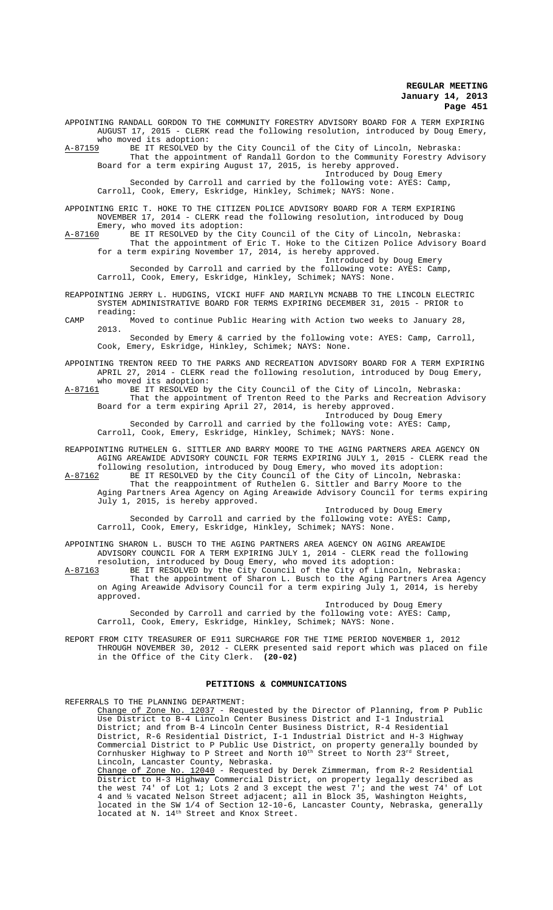APPOINTING RANDALL GORDON TO THE COMMUNITY FORESTRY ADVISORY BOARD FOR A TERM EXPIRING AUGUST 17, 2015 - CLERK read the following resolution, introduced by Doug Emery, who moved its adoption:

A-87159 BE IT RESOLVED by the City Council of the City of Lincoln, Nebraska:
That the appointment of Randall Gordon to the Community Forestry Advisory Board for a term expiring August 17, 2015, is hereby approved.

Introduced by Doug Emery

Seconded by Carroll and carried by the following vote: AYES: Camp, Carroll, Cook, Emery, Eskridge, Hinkley, Schimek; NAYS: None.

APPOINTING ERIC T. HOKE TO THE CITIZEN POLICE ADVISORY BOARD FOR A TERM EXPIRING NOVEMBER 17, 2014 - CLERK read the following resolution, introduced by Doug Emery, who moved its adoption:

A-87160 BE IT RESOLVED by the City Council of the City of Lincoln, Nebraska:
That the appointment of Eric T. Hoke to the Citizen Police Advisory Board for a term expiring November 17, 2014, is hereby approved.

Introduced by Doug Emery

Seconded by Carroll and carried by the following vote: AYES: Camp, Carroll, Cook, Emery, Eskridge, Hinkley, Schimek; NAYS: None.

REAPPOINTING JERRY L. HUDGINS, VICKI HUFF AND MARILYN MCNABB TO THE LINCOLN ELECTRIC SYSTEM ADMINISTRATIVE BOARD FOR TERMS EXPIRING DECEMBER 31, 2015 - PRIOR to reading:

CAMP Moved to continue Public Hearing with Action two weeks to January 28, 2013.

Seconded by Emery & carried by the following vote: AYES: Camp, Carroll, Cook, Emery, Eskridge, Hinkley, Schimek; NAYS: None.

APPOINTING TRENTON REED TO THE PARKS AND RECREATION ADVISORY BOARD FOR A TERM EXPIRING APRIL 27, 2014 - CLERK read the following resolution, introduced by Doug Emery, who moved its adoption:

A-87161 BE IT RESOLVED by the City Council of the City of Lincoln, Nebraska:
That the appointment of Trenton Reed to the Parks and Recreation Advisory Board for a term expiring April 27, 2014, is hereby approved.

Introduced by Doug Emery

Seconded by Carroll and carried by the following vote: AYES: Camp, Carroll, Cook, Emery, Eskridge, Hinkley, Schimek; NAYS: None.

REAPPOINTING RUTHELEN G. SITTLER AND BARRY MOORE TO THE AGING PARTNERS AREA AGENCY ON AGING AREAWIDE ADVISORY COUNCIL FOR TERMS EXPIRING JULY 1, 2015 - CLERK read the following resolution, introduced by Doug Emery, who moved its adoption:

A-87162 BE IT RESOLVED by the City Council of the City of Lincoln, Nebraska:
That the reappointment of Ruthelen G. Sittler and Barry Moore to the Aging Partners Area Agency on Aging Areawide Advisory Council for terms expiring July 1, 2015, is hereby approved.

Introduced by Doug Emery

Seconded by Carroll and carried by the following vote: AYES: Camp, Carroll, Cook, Emery, Eskridge, Hinkley, Schimek; NAYS: None.

APPOINTING SHARON L. BUSCH TO THE AGING PARTNERS AREA AGENCY ON AGING AREAWIDE ADVISORY COUNCIL FOR A TERM EXPIRING JULY 1, 2014 - CLERK read the following resolution, introduced by Doug Emery, who moved its adoption:

A-87163 BE IT RESOLVED by the City Council of the City of Lincoln, Nebraska:
That the appointment of Sharon L. Busch to the Aging Partners Area Agency on Aging Areawide Advisory Council for a term expiring July 1, 2014, is hereby approved.

Introduced by Doug Emery

Seconded by Carroll and carried by the following vote: AYES: Camp, Carroll, Cook, Emery, Eskridge, Hinkley, Schimek; NAYS: None.

REPORT FROM CITY TREASURER OF E911 SURCHARGE FOR THE TIME PERIOD NOVEMBER 1, 2012 THROUGH NOVEMBER 30, 2012 - CLERK presented said report which was placed on file in the Office of the City Clerk. **(20-02)**

## PETITIONS & COMMUNICATIONS

REFERRALS TO THE PLANNING DEPARTMENT:

Change of Zone No. 12037 - Requested by the Director of Planning, from P Public Use District to B-4 Lincoln Center Business District and I-1 Industrial District; and from B-4 Lincoln Center Business District, R-4 Residential District, R-6 Residential District, I-1 Industrial District and H-3 Highway Commercial District to P Public Use District, on property generally bounded by Cornhusker Highway to P Street and North 10th Street to North 23rd Street, Lincoln, Lancaster County, Nebraska.

Change of Zone No. 12040 - Requested by Derek Zimmerman, from R-2 Residential District to H-3 Highway Commercial District, on property legally described as the west 74' of Lot 1; Lots 2 and 3 except the west 7'; and the west 74' of Lot 4 and ½ vacated Nelson Street adjacent; all in Block 35, Washington Heights, located in the SW 1/4 of Section 12-10-6, Lancaster County, Nebraska, generally located at N. 14th Street and Knox Street.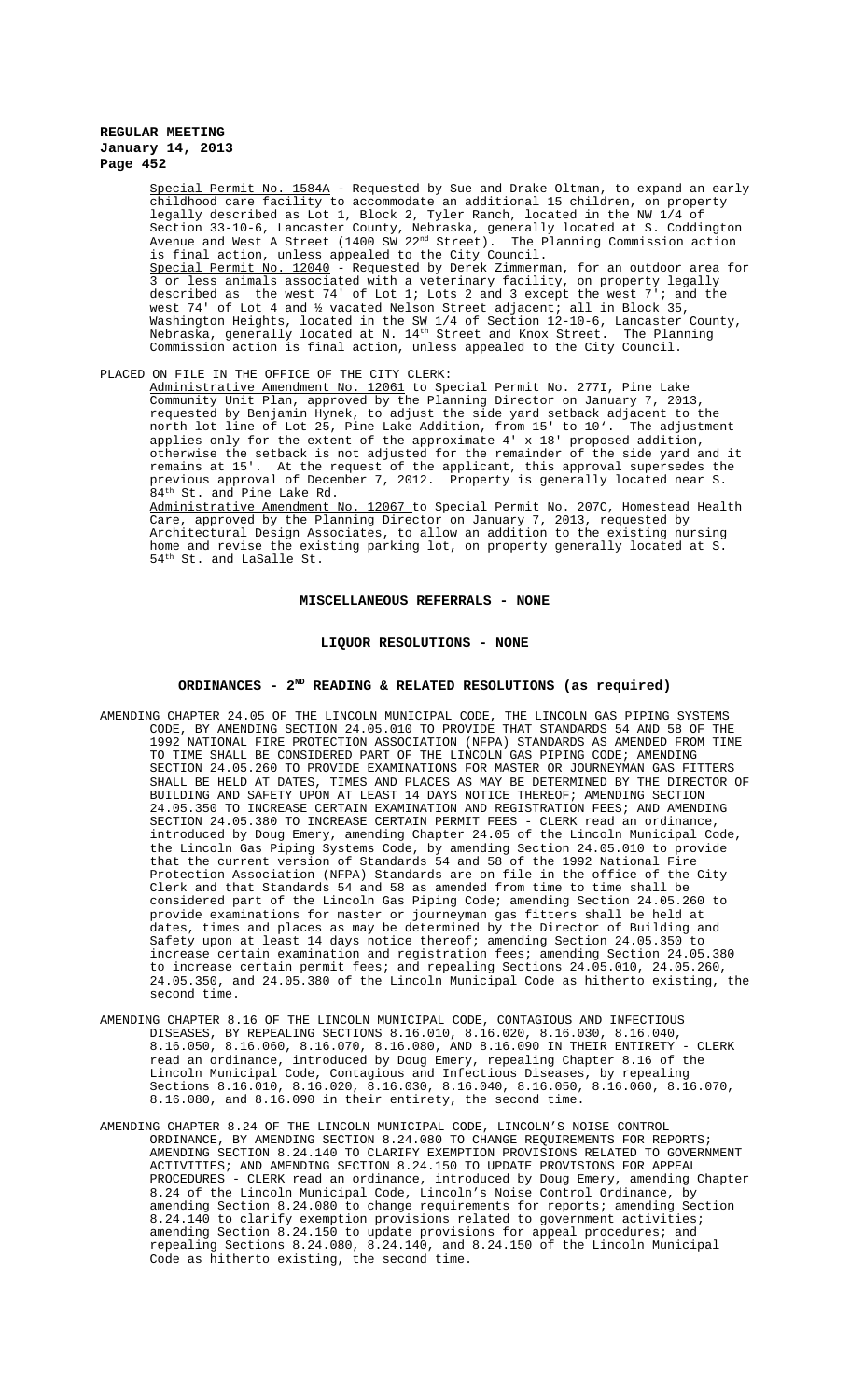Special Permit No. 1584A - Requested by Sue and Drake Oltman, to expand an early childhood care facility to accommodate an additional 15 children, on property legally described as Lot 1, Block 2, Tyler Ranch, located in the NW 1/4 of Section 33-10-6, Lancaster County, Nebraska, generally located at S. Coddington Avenue and West A Street (1400 SW 22nd Street). The Planning Commission action is final action, unless appealed to the City Council.

Special Permit No. 12040 - Requested by Derek Zimmerman, for an outdoor area for 3 or less animals associated with a veterinary facility, on property legally described as the west 74' of Lot 1; Lots 2 and 3 except the west 7'; and the west 74' of Lot 4 and ½ vacated Nelson Street adjacent; all in Block 35, Washington Heights, located in the SW 1/4 of Section 12-10-6, Lancaster County, Nebraska, generally located at N. 14th Street and Knox Street. The Planning Commission action is final action, unless appealed to the City Council.

PLACED ON FILE IN THE OFFICE OF THE CITY CLERK:

Administrative Amendment No. 12061 to Special Permit No. 277I, Pine Lake Community Unit Plan, approved by the Planning Director on January 7, 2013, requested by Benjamin Hynek, to adjust the side yard setback adjacent to the north lot line of Lot 25, Pine Lake Addition, from 15' to 10'. The adjustment applies only for the extent of the approximate 4' x 18' proposed addition, otherwise the setback is not adjusted for the remainder of the side yard and it remains at 15'. At the request of the applicant, this approval supersedes the previous approval of December 7, 2012. Property is generally located near S. 84th St. and Pine Lake Rd.

Administrative Amendment No. 12067 to Special Permit No. 207C, Homestead Health Care, approved by the Planning Director on January 7, 2013, requested by Architectural Design Associates, to allow an addition to the existing nursing home and revise the existing parking lot, on property generally located at S. 54th St. and LaSalle St.

## MISCELLANEOUS REFERRALS - NONE

## LIQUOR RESOLUTIONS - NONE

## ORDINANCES - 2ND READING & RELATED RESOLUTIONS (as required)

AMENDING CHAPTER 24.05 OF THE LINCOLN MUNICIPAL CODE, THE LINCOLN GAS PIPING SYSTEMS CODE, BY AMENDING SECTION 24.05.010 TO PROVIDE THAT STANDARDS 54 AND 58 OF THE 1992 NATIONAL FIRE PROTECTION ASSOCIATION (NFPA) STANDARDS AS AMENDED FROM TIME TO TIME SHALL BE CONSIDERED PART OF THE LINCOLN GAS PIPING CODE; AMENDING SECTION 24.05.260 TO PROVIDE EXAMINATIONS FOR MASTER OR JOURNEYMAN GAS FITTERS SHALL BE HELD AT DATES, TIMES AND PLACES AS MAY BE DETERMINED BY THE DIRECTOR OF BUILDING AND SAFETY UPON AT LEAST 14 DAYS NOTICE THEREOF; AMENDING SECTION 24.05.350 TO INCREASE CERTAIN EXAMINATION AND REGISTRATION FEES; AND AMENDING SECTION 24.05.380 TO INCREASE CERTAIN PERMIT FEES - CLERK read an ordinance, introduced by Doug Emery, amending Chapter 24.05 of the Lincoln Municipal Code, the Lincoln Gas Piping Systems Code, by amending Section 24.05.010 to provide that the current version of Standards 54 and 58 of the 1992 National Fire Protection Association (NFPA) Standards are on file in the office of the City Clerk and that Standards 54 and 58 as amended from time to time shall be considered part of the Lincoln Gas Piping Code; amending Section 24.05.260 to provide examinations for master or journeyman gas fitters shall be held at dates, times and places as may be determined by the Director of Building and Safety upon at least 14 days notice thereof; amending Section 24.05.350 to increase certain examination and registration fees; amending Section 24.05.380 to increase certain permit fees; and repealing Sections 24.05.010, 24.05.260, 24.05.350, and 24.05.380 of the Lincoln Municipal Code as hitherto existing, the second time.

AMENDING CHAPTER 8.16 OF THE LINCOLN MUNICIPAL CODE, CONTAGIOUS AND INFECTIOUS DISEASES, BY REPEALING SECTIONS 8.16.010, 8.16.020, 8.16.030, 8.16.040, 8.16.050, 8.16.060, 8.16.070, 8.16.080, AND 8.16.090 IN THEIR ENTIRETY - CLERK read an ordinance, introduced by Doug Emery, repealing Chapter 8.16 of the Lincoln Municipal Code, Contagious and Infectious Diseases, by repealing Sections 8.16.010, 8.16.020, 8.16.030, 8.16.040, 8.16.050, 8.16.060, 8.16.070, 8.16.080, and 8.16.090 in their entirety, the second time.

AMENDING CHAPTER 8.24 OF THE LINCOLN MUNICIPAL CODE, LINCOLN'S NOISE CONTROL ORDINANCE, BY AMENDING SECTION 8.24.080 TO CHANGE REQUIREMENTS FOR REPORTS; AMENDING SECTION 8.24.140 TO CLARIFY EXEMPTION PROVISIONS RELATED TO GOVERNMENT ACTIVITIES; AND AMENDING SECTION 8.24.150 TO UPDATE PROVISIONS FOR APPEAL PROCEDURES - CLERK read an ordinance, introduced by Doug Emery, amending Chapter 8.24 of the Lincoln Municipal Code, Lincoln's Noise Control Ordinance, by amending Section 8.24.080 to change requirements for reports; amending Section 8.24.140 to clarify exemption provisions related to government activities; amending Section 8.24.150 to update provisions for appeal procedures; and repealing Sections 8.24.080, 8.24.140, and 8.24.150 of the Lincoln Municipal Code as hitherto existing, the second time.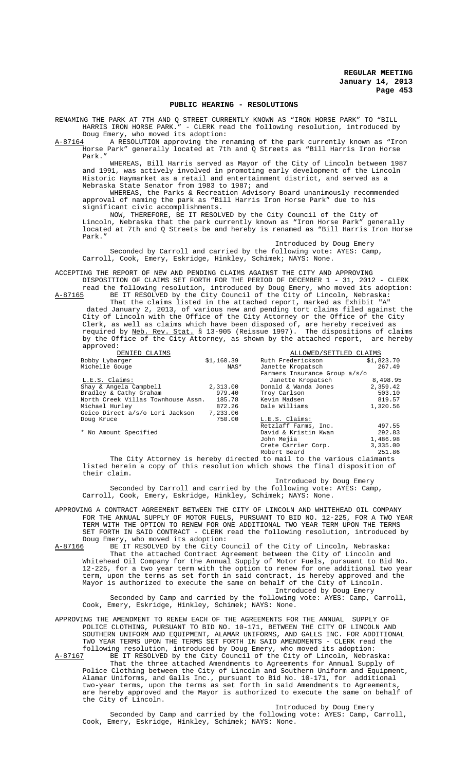# PUBLIC HEARING - RESOLUTIONS

RENAMING THE PARK AT 7TH AND Q STREET CURRENTLY KNOWN AS "IRON HORSE PARK" TO "BILL HARRIS IRON HORSE PARK." - CLERK read the following resolution, introduced by Doug Emery, who moved its adoption:

A-87164 A RESOLUTION approving the renaming of the park currently known as "Iron Horse Park" generally located at 7th and Q Streets as "Bill Harris Iron Horse Park."

WHEREAS, Bill Harris served as Mayor of the City of Lincoln between 1987 and 1991, was actively involved in promoting early development of the Lincoln Historic Haymarket as a retail and entertainment district, and served as a Nebraska State Senator from 1983 to 1987; and

WHEREAS, the Parks & Recreation Advisory Board unanimously recommended approval of naming the park as "Bill Harris Iron Horse Park" due to his significant civic accomplishments.

NOW, THEREFORE, BE IT RESOLVED by the City Council of the City of Lincoln, Nebraska that the park currently known as "Iron Horse Park" generally located at 7th and Q Streets be and hereby is renamed as "Bill Harris Iron Horse Park."

Introduced by Doug Emery

Seconded by Carroll and carried by the following vote: AYES: Camp, Carroll, Cook, Emery, Eskridge, Hinkley, Schimek; NAYS: None.

ACCEPTING THE REPORT OF NEW AND PENDING CLAIMS AGAINST THE CITY AND APPROVING DISPOSITION OF CLAIMS SET FORTH FOR THE PERIOD OF DECEMBER 1 - 31, 2012 - CLERK read the following resolution, introduced by Doug Emery, who moved its adoption:

A-87165 BE IT RESOLVED by the City Council of the City of Lincoln, Nebraska:

That the claims listed in the attached report, marked as Exhibit "A" dated January 2, 2013, of various new and pending tort claims filed against the City of Lincoln with the Office of the City Attorney or the Office of the City Clerk, as well as claims which have been disposed of, are hereby received as required by Neb. Rev. Stat. § 13-905 (Reissue 1997). The dispositions of claims by the Office of the City Attorney, as shown by the attached report, are hereby approved:

| DENIED CLAIMS | | ALLOWED/SETTLED CLAIMS | |
|---|---|---|---|
| Bobby Lybarger | $1,160.39 | Ruth Frederickson | $1,823.70 |
| Michelle Gouge | NAS* | Janette Kropatsch | 267.49 |
| | | Farmers Insurance Group a/s/o | |
| L.E.S. Claims: | | Janette Kropatsch | 8,498.95 |
| Shay & Angela Campbell | 2,313.00 | Donald & Wanda Jones | 2,359.42 |
| Bradley & Cathy Graham | 979.40 | Troy Carlson | 503.10 |
| North Creek Villas Townhouse Assn. | 185.78 | Kevin Madsen | 819.57 |
| Michael Hurley | 872.26 | Dale Williams | 1,320.56 |
| Geico Direct a/s/o Lori Jackson | 7,233.06 | | |
| Doug Kruce | 750.00 | L.E.S. Claims: | |
| | | Retzlaff Farms, Inc. | 497.55 |
| * No Amount Specified | | David & Kristin Kwan | 292.83 |
| | | John Mejia | 1,486.98 |
| | | Crete Carrier Corp. | 3,335.00 |
| | | Robert Beard | 251.86 |

The City Attorney is hereby directed to mail to the various claimants listed herein a copy of this resolution which shows the final disposition of their claim.

Introduced by Doug Emery

Seconded by Carroll and carried by the following vote: AYES: Camp, Carroll, Cook, Emery, Eskridge, Hinkley, Schimek; NAYS: None.

APPROVING A CONTRACT AGREEMENT BETWEEN THE CITY OF LINCOLN AND WHITEHEAD OIL COMPANY FOR THE ANNUAL SUPPLY OF MOTOR FUELS, PURSUANT TO BID NO. 12-225, FOR A TWO YEAR TERM WITH THE OPTION TO RENEW FOR ONE ADDITIONAL TWO YEAR TERM UPON THE TERMS SET FORTH IN SAID CONTRACT - CLERK read the following resolution, introduced by Doug Emery, who moved its adoption:

A-87166 BE IT RESOLVED by the City Council of the City of Lincoln, Nebraska:

That the attached Contract Agreement between the City of Lincoln and Whitehead Oil Company for the Annual Supply of Motor Fuels, pursuant to Bid No. 12-225, for a two year term with the option to renew for one additional two year term, upon the terms as set forth in said contract, is hereby approved and the Mayor is authorized to execute the same on behalf of the City of Lincoln.

Introduced by Doug Emery

Seconded by Camp and carried by the following vote: AYES: Camp, Carroll, Cook, Emery, Eskridge, Hinkley, Schimek; NAYS: None.

APPROVING THE AMENDMENT TO RENEW EACH OF THE AGREEMENTS FOR THE ANNUAL SUPPLY OF POLICE CLOTHING, PURSUANT TO BID NO. 10-171, BETWEEN THE CITY OF LINCOLN AND SOUTHERN UNIFORM AND EQUIPMENT, ALAMAR UNIFORMS, AND GALLS INC. FOR ADDITIONAL TWO YEAR TERMS UPON THE TERMS SET FORTH IN SAID AMENDMENTS - CLERK read the following resolution, introduced by Doug Emery, who moved its adoption:

A-87167 BE IT RESOLVED by the City Council of the City of Lincoln, Nebraska:

That the three attached Amendments to Agreements for Annual Supply of Police Clothing between the City of Lincoln and Southern Uniform and Equipment, Alamar Uniforms, and Galls Inc., pursuant to Bid No. 10-171, for additional two-year terms, upon the terms as set forth in said Amendments to Agreements, are hereby approved and the Mayor is authorized to execute the same on behalf of the City of Lincoln.

Introduced by Doug Emery

Seconded by Camp and carried by the following vote: AYES: Camp, Carroll, Cook, Emery, Eskridge, Hinkley, Schimek; NAYS: None.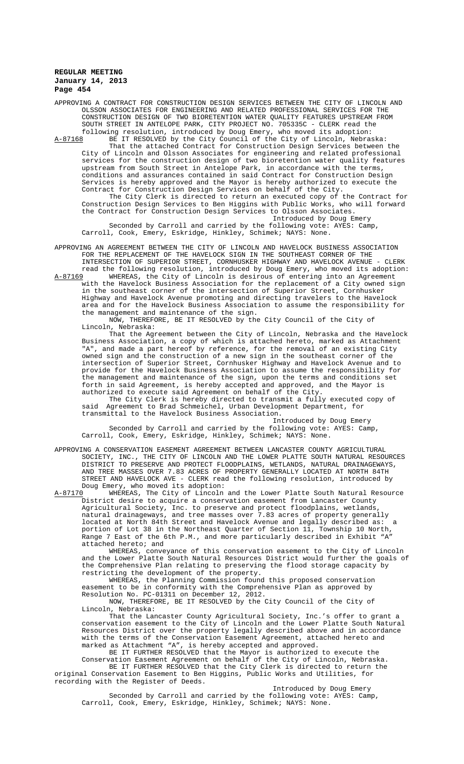APPROVING A CONTRACT FOR CONSTRUCTION DESIGN SERVICES BETWEEN THE CITY OF LINCOLN AND OLSSON ASSOCIATES FOR ENGINEERING AND RELATED PROFESSIONAL SERVICES FOR THE CONSTRUCTION DESIGN OF TWO BIORETENTION WATER QUALITY FEATURES UPSTREAM FROM SOUTH STREET IN ANTELOPE PARK, CITY PROJECT NO. 705335C - CLERK read the following resolution, introduced by Doug Emery, who moved its adoption:

A-87168 BE IT RESOLVED by the City Council of the City of Lincoln, Nebraska:

That the attached Contract for Construction Design Services between the City of Lincoln and Olsson Associates for engineering and related professional services for the construction design of two bioretention water quality features upstream from South Street in Antelope Park, in accordance with the terms, conditions and assurances contained in said Contract for Construction Design Services is hereby approved and the Mayor is hereby authorized to execute the Contract for Construction Design Services on behalf of the City.

The City Clerk is directed to return an executed copy of the Contract for Construction Design Services to Ben Higgins with Public Works, who will forward the Contract for Construction Design Services to Olsson Associates.

Introduced by Doug Emery

Seconded by Carroll and carried by the following vote: AYES: Camp, Carroll, Cook, Emery, Eskridge, Hinkley, Schimek; NAYS: None.

APPROVING AN AGREEMENT BETWEEN THE CITY OF LINCOLN AND HAVELOCK BUSINESS ASSOCIATION FOR THE REPLACEMENT OF THE HAVELOCK SIGN IN THE SOUTHEAST CORNER OF THE INTERSECTION OF SUPERIOR STREET, CORNHUSKER HIGHWAY AND HAVELOCK AVENUE - CLERK read the following resolution, introduced by Doug Emery, who moved its adoption:

A-87169 WHEREAS, the City of Lincoln is desirous of entering into an Agreement with the Havelock Business Association for the replacement of a City owned sign in the southeast corner of the intersection of Superior Street, Cornhusker Highway and Havelock Avenue promoting and directing travelers to the Havelock area and for the Havelock Business Association to assume the responsibility for the management and maintenance of the sign.

NOW, THEREFORE, BE IT RESOLVED by the City Council of the City of Lincoln, Nebraska:

That the Agreement between the City of Lincoln, Nebraska and the Havelock Business Association, a copy of which is attached hereto, marked as Attachment "A", and made a part hereof by reference, for the removal of an existing City owned sign and the construction of a new sign in the southeast corner of the intersection of Superior Street, Cornhusker Highway and Havelock Avenue and to provide for the Havelock Business Association to assume the responsibility for the management and maintenance of the sign, upon the terms and conditions set forth in said Agreement, is hereby accepted and approved, and the Mayor is authorized to execute said Agreement on behalf of the City.

The City Clerk is hereby directed to transmit a fully executed copy of said Agreement to Brad Schmeichel, Urban Development Department, for transmittal to the Havelock Business Association.

Introduced by Doug Emery

Seconded by Carroll and carried by the following vote: AYES: Camp, Carroll, Cook, Emery, Eskridge, Hinkley, Schimek; NAYS: None.

APPROVING A CONSERVATION EASEMENT AGREEMENT BETWEEN LANCASTER COUNTY AGRICULTURAL SOCIETY, INC., THE CITY OF LINCOLN AND THE LOWER PLATTE SOUTH NATURAL RESOURCES DISTRICT TO PRESERVE AND PROTECT FLOODPLAINS, WETLANDS, NATURAL DRAINAGEWAYS, AND TREE MASSES OVER 7.83 ACRES OF PROPERTY GENERALLY LOCATED AT NORTH 84TH STREET AND HAVELOCK AVE - CLERK read the following resolution, introduced by Doug Emery, who moved its adoption:

A-87170 WHEREAS, The City of Lincoln and the Lower Platte South Natural Resource District desire to acquire a conservation easement from Lancaster County Agricultural Society, Inc. to preserve and protect floodplains, wetlands, natural drainageways, and tree masses over 7.83 acres of property generally located at North 84th Street and Havelock Avenue and legally described as: a portion of Lot 38 in the Northeast Quarter of Section 11, Township 10 North, Range 7 East of the 6th P.M., and more particularly described in Exhibit "A" attached hereto; and

WHEREAS, conveyance of this conservation easement to the City of Lincoln and the Lower Platte South Natural Resources District would further the goals of the Comprehensive Plan relating to preserving the flood storage capacity by restricting the development of the property.

WHEREAS, the Planning Commission found this proposed conservation easement to be in conformity with the Comprehensive Plan as approved by Resolution No. PC-01311 on December 12, 2012.

NOW, THEREFORE, BE IT RESOLVED by the City Council of the City of Lincoln, Nebraska:

That the Lancaster County Agricultural Society, Inc.'s offer to grant a conservation easement to the City of Lincoln and the Lower Platte South Natural Resources District over the property legally described above and in accordance with the terms of the Conservation Easement Agreement, attached hereto and marked as Attachment "A", is hereby accepted and approved.

BE IT FURTHER RESOLVED that the Mayor is authorized to execute the Conservation Easement Agreement on behalf of the City of Lincoln, Nebraska.

BE IT FURTHER RESOLVED that the City Clerk is directed to return the original Conservation Easement to Ben Higgins, Public Works and Utilities, for recording with the Register of Deeds.

Introduced by Doug Emery

Seconded by Carroll and carried by the following vote: AYES: Camp, Carroll, Cook, Emery, Eskridge, Hinkley, Schimek; NAYS: None.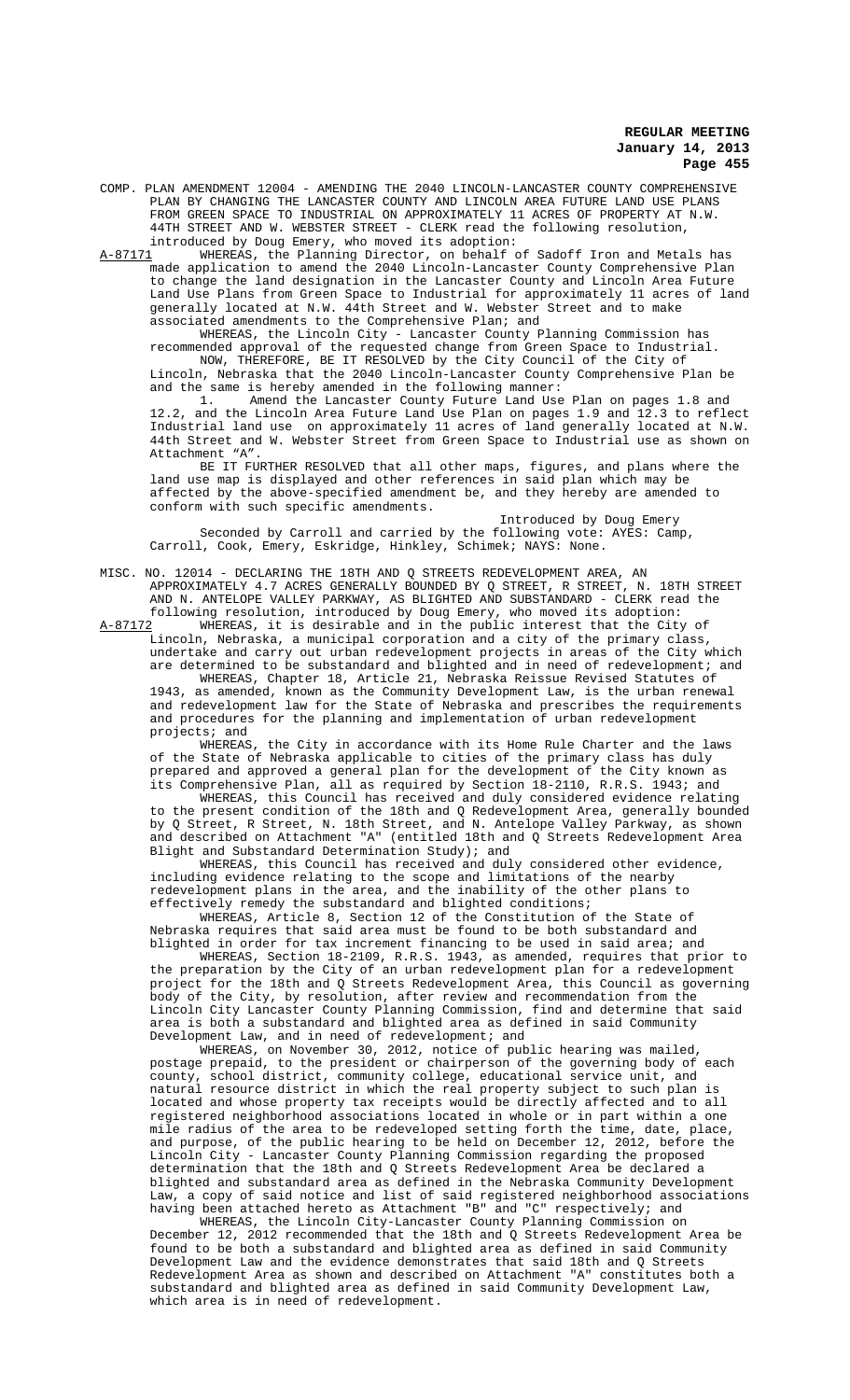COMP. PLAN AMENDMENT 12004 - AMENDING THE 2040 LINCOLN-LANCASTER COUNTY COMPREHENSIVE PLAN BY CHANGING THE LANCASTER COUNTY AND LINCOLN AREA FUTURE LAND USE PLANS FROM GREEN SPACE TO INDUSTRIAL ON APPROXIMATELY 11 ACRES OF PROPERTY AT N.W. 44TH STREET AND W. WEBSTER STREET - CLERK read the following resolution, introduced by Doug Emery, who moved its adoption:

A-87171 WHEREAS, the Planning Director, on behalf of Sadoff Iron and Metals has made application to amend the 2040 Lincoln-Lancaster County Comprehensive Plan to change the land designation in the Lancaster County and Lincoln Area Future Land Use Plans from Green Space to Industrial for approximately 11 acres of land generally located at N.W. 44th Street and W. Webster Street and to make associated amendments to the Comprehensive Plan; and

WHEREAS, the Lincoln City - Lancaster County Planning Commission has recommended approval of the requested change from Green Space to Industrial.

NOW, THEREFORE, BE IT RESOLVED by the City Council of the City of Lincoln, Nebraska that the 2040 Lincoln-Lancaster County Comprehensive Plan be and the same is hereby amended in the following manner:

1. Amend the Lancaster County Future Land Use Plan on pages 1.8 and 12.2, and the Lincoln Area Future Land Use Plan on pages 1.9 and 12.3 to reflect Industrial land use on approximately 11 acres of land generally located at N.W. 44th Street and W. Webster Street from Green Space to Industrial use as shown on Attachment "A".

BE IT FURTHER RESOLVED that all other maps, figures, and plans where the land use map is displayed and other references in said plan which may be affected by the above-specified amendment be, and they hereby are amended to conform with such specific amendments.

Introduced by Doug Emery

Seconded by Carroll and carried by the following vote: AYES: Camp, Carroll, Cook, Emery, Eskridge, Hinkley, Schimek; NAYS: None.

MISC. NO. 12014 - DECLARING THE 18TH AND Q STREETS REDEVELOPMENT AREA, AN APPROXIMATELY 4.7 ACRES GENERALLY BOUNDED BY Q STREET, R STREET, N. 18TH STREET AND N. ANTELOPE VALLEY PARKWAY, AS BLIGHTED AND SUBSTANDARD - CLERK read the following resolution, introduced by Doug Emery, who moved its adoption:

A-87172 WHEREAS, it is desirable and in the public interest that the City of Lincoln, Nebraska, a municipal corporation and a city of the primary class, undertake and carry out urban redevelopment projects in areas of the City which are determined to be substandard and blighted and in need of redevelopment; and

WHEREAS, Chapter 18, Article 21, Nebraska Reissue Revised Statutes of 1943, as amended, known as the Community Development Law, is the urban renewal and redevelopment law for the State of Nebraska and prescribes the requirements and procedures for the planning and implementation of urban redevelopment projects; and

WHEREAS, the City in accordance with its Home Rule Charter and the laws of the State of Nebraska applicable to cities of the primary class has duly prepared and approved a general plan for the development of the City known as its Comprehensive Plan, all as required by Section 18-2110, R.R.S. 1943; and

WHEREAS, this Council has received and duly considered evidence relating to the present condition of the 18th and Q Redevelopment Area, generally bounded by Q Street, R Street, N. 18th Street, and N. Antelope Valley Parkway, as shown and described on Attachment "A" (entitled 18th and Q Streets Redevelopment Area Blight and Substandard Determination Study); and

WHEREAS, this Council has received and duly considered other evidence, including evidence relating to the scope and limitations of the nearby redevelopment plans in the area, and the inability of the other plans to effectively remedy the substandard and blighted conditions;

WHEREAS, Article 8, Section 12 of the Constitution of the State of Nebraska requires that said area must be found to be both substandard and blighted in order for tax increment financing to be used in said area; and

WHEREAS, Section 18-2109, R.R.S. 1943, as amended, requires that prior to the preparation by the City of an urban redevelopment plan for a redevelopment project for the 18th and Q Streets Redevelopment Area, this Council as governing body of the City, by resolution, after review and recommendation from the Lincoln City Lancaster County Planning Commission, find and determine that said area is both a substandard and blighted area as defined in said Community Development Law, and in need of redevelopment; and

WHEREAS, on November 30, 2012, notice of public hearing was mailed, postage prepaid, to the president or chairperson of the governing body of each county, school district, community college, educational service unit, and natural resource district in which the real property subject to such plan is located and whose property tax receipts would be directly affected and to all registered neighborhood associations located in whole or in part within a one mile radius of the area to be redeveloped setting forth the time, date, place, and purpose, of the public hearing to be held on December 12, 2012, before the Lincoln City - Lancaster County Planning Commission regarding the proposed determination that the 18th and Q Streets Redevelopment Area be declared a blighted and substandard area as defined in the Nebraska Community Development Law, a copy of said notice and list of said registered neighborhood associations having been attached hereto as Attachment "B" and "C" respectively; and

WHEREAS, the Lincoln City-Lancaster County Planning Commission on December 12, 2012 recommended that the 18th and Q Streets Redevelopment Area be found to be both a substandard and blighted area as defined in said Community Development Law and the evidence demonstrates that said 18th and Q Streets Redevelopment Area as shown and described on Attachment "A" constitutes both a substandard and blighted area as defined in said Community Development Law, which area is in need of redevelopment.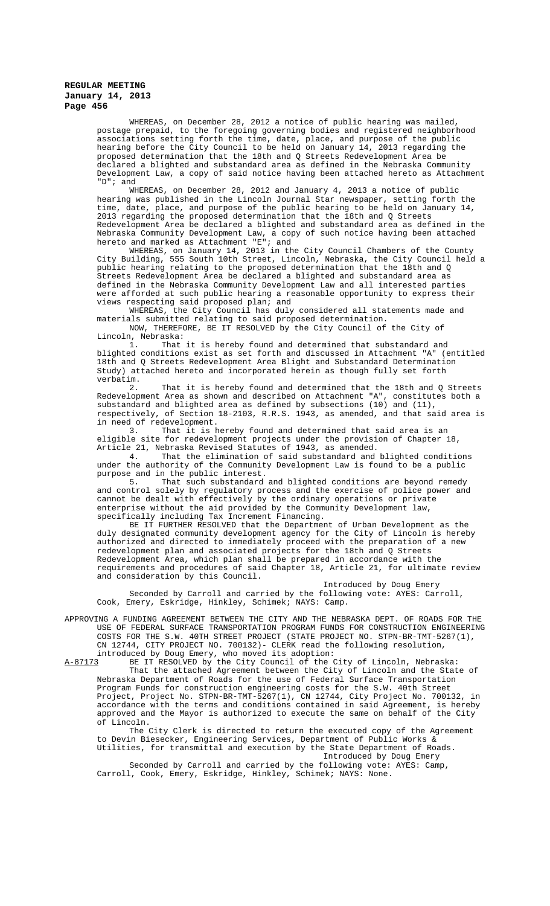WHEREAS, on December 28, 2012 a notice of public hearing was mailed, postage prepaid, to the foregoing governing bodies and registered neighborhood associations setting forth the time, date, place, and purpose of the public hearing before the City Council to be held on January 14, 2013 regarding the proposed determination that the 18th and Q Streets Redevelopment Area be declared a blighted and substandard area as defined in the Nebraska Community Development Law, a copy of said notice having been attached hereto as Attachment "D"; and

WHEREAS, on December 28, 2012 and January 4, 2013 a notice of public hearing was published in the Lincoln Journal Star newspaper, setting forth the time, date, place, and purpose of the public hearing to be held on January 14, 2013 regarding the proposed determination that the 18th and Q Streets Redevelopment Area be declared a blighted and substandard area as defined in the Nebraska Community Development Law, a copy of such notice having been attached hereto and marked as Attachment "E"; and

WHEREAS, on January 14, 2013 in the City Council Chambers of the County City Building, 555 South 10th Street, Lincoln, Nebraska, the City Council held a public hearing relating to the proposed determination that the 18th and Q Streets Redevelopment Area be declared a blighted and substandard area as defined in the Nebraska Community Development Law and all interested parties were afforded at such public hearing a reasonable opportunity to express their views respecting said proposed plan; and

WHEREAS, the City Council has duly considered all statements made and materials submitted relating to said proposed determination.

NOW, THEREFORE, BE IT RESOLVED by the City Council of the City of Lincoln, Nebraska:

1. That it is hereby found and determined that substandard and blighted conditions exist as set forth and discussed in Attachment "A" (entitled 18th and Q Streets Redevelopment Area Blight and Substandard Determination Study) attached hereto and incorporated herein as though fully set forth verbatim.

2. That it is hereby found and determined that the 18th and Q Streets Redevelopment Area as shown and described on Attachment "A", constitutes both a substandard and blighted area as defined by subsections (10) and (11), respectively, of Section 18-2103, R.R.S. 1943, as amended, and that said area is in need of redevelopment.

3. That it is hereby found and determined that said area is an eligible site for redevelopment projects under the provision of Chapter 18, Article 21, Nebraska Revised Statutes of 1943, as amended.

4. That the elimination of said substandard and blighted conditions under the authority of the Community Development Law is found to be a public purpose and in the public interest.

5. That such substandard and blighted conditions are beyond remedy and control solely by regulatory process and the exercise of police power and cannot be dealt with effectively by the ordinary operations or private enterprise without the aid provided by the Community Development law, specifically including Tax Increment Financing.

BE IT FURTHER RESOLVED that the Department of Urban Development as the duly designated community development agency for the City of Lincoln is hereby authorized and directed to immediately proceed with the preparation of a new redevelopment plan and associated projects for the 18th and Q Streets Redevelopment Area, which plan shall be prepared in accordance with the requirements and procedures of said Chapter 18, Article 21, for ultimate review and consideration by this Council.

Introduced by Doug Emery

Seconded by Carroll and carried by the following vote: AYES: Carroll, Cook, Emery, Eskridge, Hinkley, Schimek; NAYS: Camp.

APPROVING A FUNDING AGREEMENT BETWEEN THE CITY AND THE NEBRASKA DEPT. OF ROADS FOR THE USE OF FEDERAL SURFACE TRANSPORTATION PROGRAM FUNDS FOR CONSTRUCTION ENGINEERING COSTS FOR THE S.W. 40TH STREET PROJECT (STATE PROJECT NO. STPN-BR-TMT-5267(1), CN 12744, CITY PROJECT NO. 700132)- CLERK read the following resolution, introduced by Doug Emery, who moved its adoption:

A-87173 BE IT RESOLVED by the City Council of the City of Lincoln, Nebraska:

That the attached Agreement between the City of Lincoln and the State of Nebraska Department of Roads for the use of Federal Surface Transportation Program Funds for construction engineering costs for the S.W. 40th Street Project, Project No. STPN-BR-TMT-5267(1), CN 12744, City Project No. 700132, in accordance with the terms and conditions contained in said Agreement, is hereby approved and the Mayor is authorized to execute the same on behalf of the City of Lincoln.

The City Clerk is directed to return the executed copy of the Agreement to Devin Biesecker, Engineering Services, Department of Public Works & Utilities, for transmittal and execution by the State Department of Roads.

Introduced by Doug Emery

Seconded by Carroll and carried by the following vote: AYES: Camp, Carroll, Cook, Emery, Eskridge, Hinkley, Schimek; NAYS: None.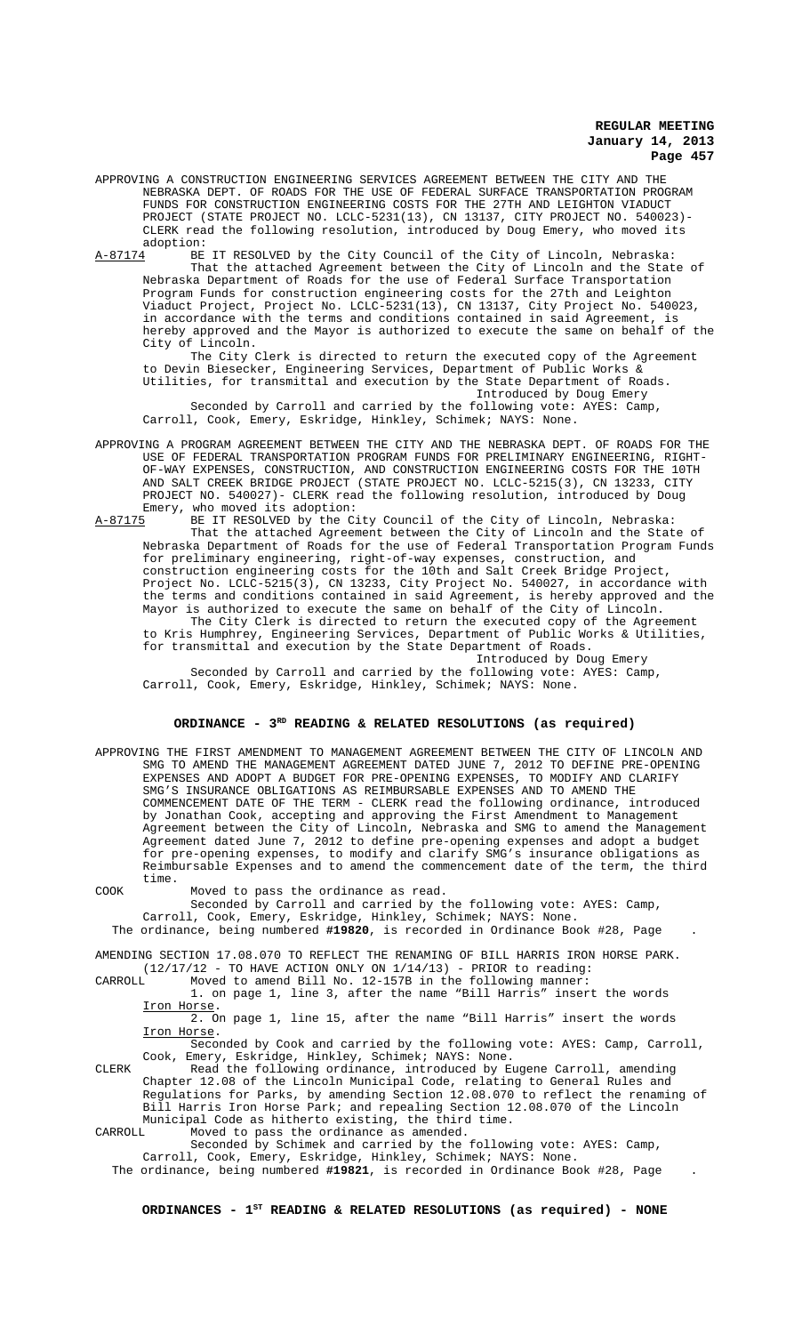APPROVING A CONSTRUCTION ENGINEERING SERVICES AGREEMENT BETWEEN THE CITY AND THE NEBRASKA DEPT. OF ROADS FOR THE USE OF FEDERAL SURFACE TRANSPORTATION PROGRAM FUNDS FOR CONSTRUCTION ENGINEERING COSTS FOR THE 27TH AND LEIGHTON VIADUCT PROJECT (STATE PROJECT NO. LCLC-5231(13), CN 13137, CITY PROJECT NO. 540023)- CLERK read the following resolution, introduced by Doug Emery, who moved its adoption:

A-87174 BE IT RESOLVED by the City Council of the City of Lincoln, Nebraska:

That the attached Agreement between the City of Lincoln and the State of Nebraska Department of Roads for the use of Federal Surface Transportation Program Funds for construction engineering costs for the 27th and Leighton Viaduct Project, Project No. LCLC-5231(13), CN 13137, City Project No. 540023, in accordance with the terms and conditions contained in said Agreement, is hereby approved and the Mayor is authorized to execute the same on behalf of the City of Lincoln.

The City Clerk is directed to return the executed copy of the Agreement to Devin Biesecker, Engineering Services, Department of Public Works & Utilities, for transmittal and execution by the State Department of Roads.

Introduced by Doug Emery

Seconded by Carroll and carried by the following vote: AYES: Camp, Carroll, Cook, Emery, Eskridge, Hinkley, Schimek; NAYS: None.

APPROVING A PROGRAM AGREEMENT BETWEEN THE CITY AND THE NEBRASKA DEPT. OF ROADS FOR THE USE OF FEDERAL TRANSPORTATION PROGRAM FUNDS FOR PRELIMINARY ENGINEERING, RIGHT-OF-WAY EXPENSES, CONSTRUCTION, AND CONSTRUCTION ENGINEERING COSTS FOR THE 10TH AND SALT CREEK BRIDGE PROJECT (STATE PROJECT NO. LCLC-5215(3), CN 13233, CITY PROJECT NO. 540027)- CLERK read the following resolution, introduced by Doug Emery, who moved its adoption:

A-87175 BE IT RESOLVED by the City Council of the City of Lincoln, Nebraska:

That the attached Agreement between the City of Lincoln and the State of Nebraska Department of Roads for the use of Federal Transportation Program Funds for preliminary engineering, right-of-way expenses, construction, and construction engineering costs for the 10th and Salt Creek Bridge Project, Project No. LCLC-5215(3), CN 13233, City Project No. 540027, in accordance with the terms and conditions contained in said Agreement, is hereby approved and the Mayor is authorized to execute the same on behalf of the City of Lincoln.

The City Clerk is directed to return the executed copy of the Agreement to Kris Humphrey, Engineering Services, Department of Public Works & Utilities, for transmittal and execution by the State Department of Roads.

Introduced by Doug Emery

Seconded by Carroll and carried by the following vote: AYES: Camp, Carroll, Cook, Emery, Eskridge, Hinkley, Schimek; NAYS: None.

## ORDINANCE - 3RD READING & RELATED RESOLUTIONS (as required)

APPROVING THE FIRST AMENDMENT TO MANAGEMENT AGREEMENT BETWEEN THE CITY OF LINCOLN AND SMG TO AMEND THE MANAGEMENT AGREEMENT DATED JUNE 7, 2012 TO DEFINE PRE-OPENING EXPENSES AND ADOPT A BUDGET FOR PRE-OPENING EXPENSES, TO MODIFY AND CLARIFY SMG'S INSURANCE OBLIGATIONS AS REIMBURSABLE EXPENSES AND TO AMEND THE COMMENCEMENT DATE OF THE TERM - CLERK read the following ordinance, introduced by Jonathan Cook, accepting and approving the First Amendment to Management Agreement between the City of Lincoln, Nebraska and SMG to amend the Management Agreement dated June 7, 2012 to define pre-opening expenses and adopt a budget for pre-opening expenses, to modify and clarify SMG's insurance obligations as Reimbursable Expenses and to amend the commencement date of the term, the third time.

COOK Moved to pass the ordinance as read.

Seconded by Carroll and carried by the following vote: AYES: Camp, Carroll, Cook, Emery, Eskridge, Hinkley, Schimek; NAYS: None.

The ordinance, being numbered **#19820**, is recorded in Ordinance Book #28, Page .

AMENDING SECTION 17.08.070 TO REFLECT THE RENAMING OF BILL HARRIS IRON HORSE PARK. (12/17/12 - TO HAVE ACTION ONLY ON 1/14/13) - PRIOR to reading:

CARROLL Moved to amend Bill No. 12-157B in the following manner:

1. on page 1, line 3, after the name "Bill Harris" insert the words <u>Iron Horse</u>.

2. On page 1, line 15, after the name "Bill Harris" insert the words <u>Iron Horse</u>.

Seconded by Cook and carried by the following vote: AYES: Camp, Carroll, Cook, Emery, Eskridge, Hinkley, Schimek; NAYS: None.

CLERK Read the following ordinance, introduced by Eugene Carroll, amending Chapter 12.08 of the Lincoln Municipal Code, relating to General Rules and Regulations for Parks, by amending Section 12.08.070 to reflect the renaming of Bill Harris Iron Horse Park; and repealing Section 12.08.070 of the Lincoln Municipal Code as hitherto existing, the third time.

CARROLL Moved to pass the ordinance as amended.

Seconded by Schimek and carried by the following vote: AYES: Camp, Carroll, Cook, Emery, Eskridge, Hinkley, Schimek; NAYS: None.

The ordinance, being numbered **#19821**, is recorded in Ordinance Book #28, Page .

## ORDINANCES - 1ST READING & RELATED RESOLUTIONS (as required) - NONE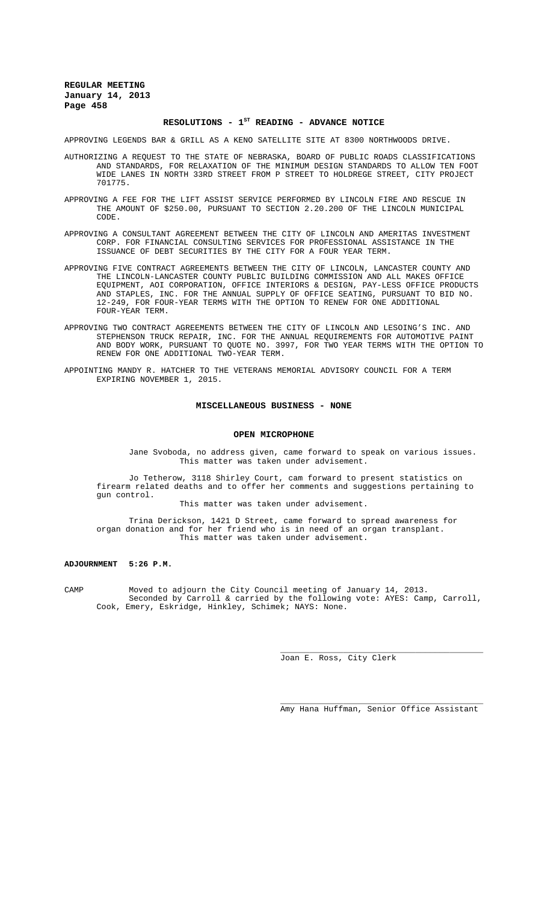## RESOLUTIONS - 1ST READING - ADVANCE NOTICE

APPROVING LEGENDS BAR & GRILL AS A KENO SATELLITE SITE AT 8300 NORTHWOODS DRIVE.

AUTHORIZING A REQUEST TO THE STATE OF NEBRASKA, BOARD OF PUBLIC ROADS CLASSIFICATIONS AND STANDARDS, FOR RELAXATION OF THE MINIMUM DESIGN STANDARDS TO ALLOW TEN FOOT WIDE LANES IN NORTH 33RD STREET FROM P STREET TO HOLDREGE STREET, CITY PROJECT 701775.

APPROVING A FEE FOR THE LIFT ASSIST SERVICE PERFORMED BY LINCOLN FIRE AND RESCUE IN THE AMOUNT OF $250.00, PURSUANT TO SECTION 2.20.200 OF THE LINCOLN MUNICIPAL CODE.

APPROVING A CONSULTANT AGREEMENT BETWEEN THE CITY OF LINCOLN AND AMERITAS INVESTMENT CORP. FOR FINANCIAL CONSULTING SERVICES FOR PROFESSIONAL ASSISTANCE IN THE ISSUANCE OF DEBT SECURITIES BY THE CITY FOR A FOUR YEAR TERM.

APPROVING FIVE CONTRACT AGREEMENTS BETWEEN THE CITY OF LINCOLN, LANCASTER COUNTY AND THE LINCOLN-LANCASTER COUNTY PUBLIC BUILDING COMMISSION AND ALL MAKES OFFICE EQUIPMENT, AOI CORPORATION, OFFICE INTERIORS & DESIGN, PAY-LESS OFFICE PRODUCTS AND STAPLES, INC. FOR THE ANNUAL SUPPLY OF OFFICE SEATING, PURSUANT TO BID NO. 12-249, FOR FOUR-YEAR TERMS WITH THE OPTION TO RENEW FOR ONE ADDITIONAL FOUR-YEAR TERM.

APPROVING TWO CONTRACT AGREEMENTS BETWEEN THE CITY OF LINCOLN AND LESOING'S INC. AND STEPHENSON TRUCK REPAIR, INC. FOR THE ANNUAL REQUIREMENTS FOR AUTOMOTIVE PAINT AND BODY WORK, PURSUANT TO QUOTE NO. 3997, FOR TWO YEAR TERMS WITH THE OPTION TO RENEW FOR ONE ADDITIONAL TWO-YEAR TERM.

APPOINTING MANDY R. HATCHER TO THE VETERANS MEMORIAL ADVISORY COUNCIL FOR A TERM EXPIRING NOVEMBER 1, 2015.

## MISCELLANEOUS BUSINESS - NONE

## OPEN MICROPHONE

Jane Svoboda, no address given, came forward to speak on various issues. This matter was taken under advisement.

Jo Tetherow, 3118 Shirley Court, cam forward to present statistics on firearm related deaths and to offer her comments and suggestions pertaining to gun control.
This matter was taken under advisement.

Trina Derickson, 1421 D Street, came forward to spread awareness for organ donation and for her friend who is in need of an organ transplant. This matter was taken under advisement.

**ADJOURNMENT 5:26 P.M.**

CAMP Moved to adjourn the City Council meeting of January 14, 2013. Seconded by Carroll & carried by the following vote: AYES: Camp, Carroll, Cook, Emery, Eskridge, Hinkley, Schimek; NAYS: None.

Joan E. Ross, City Clerk

Amy Hana Huffman, Senior Office Assistant